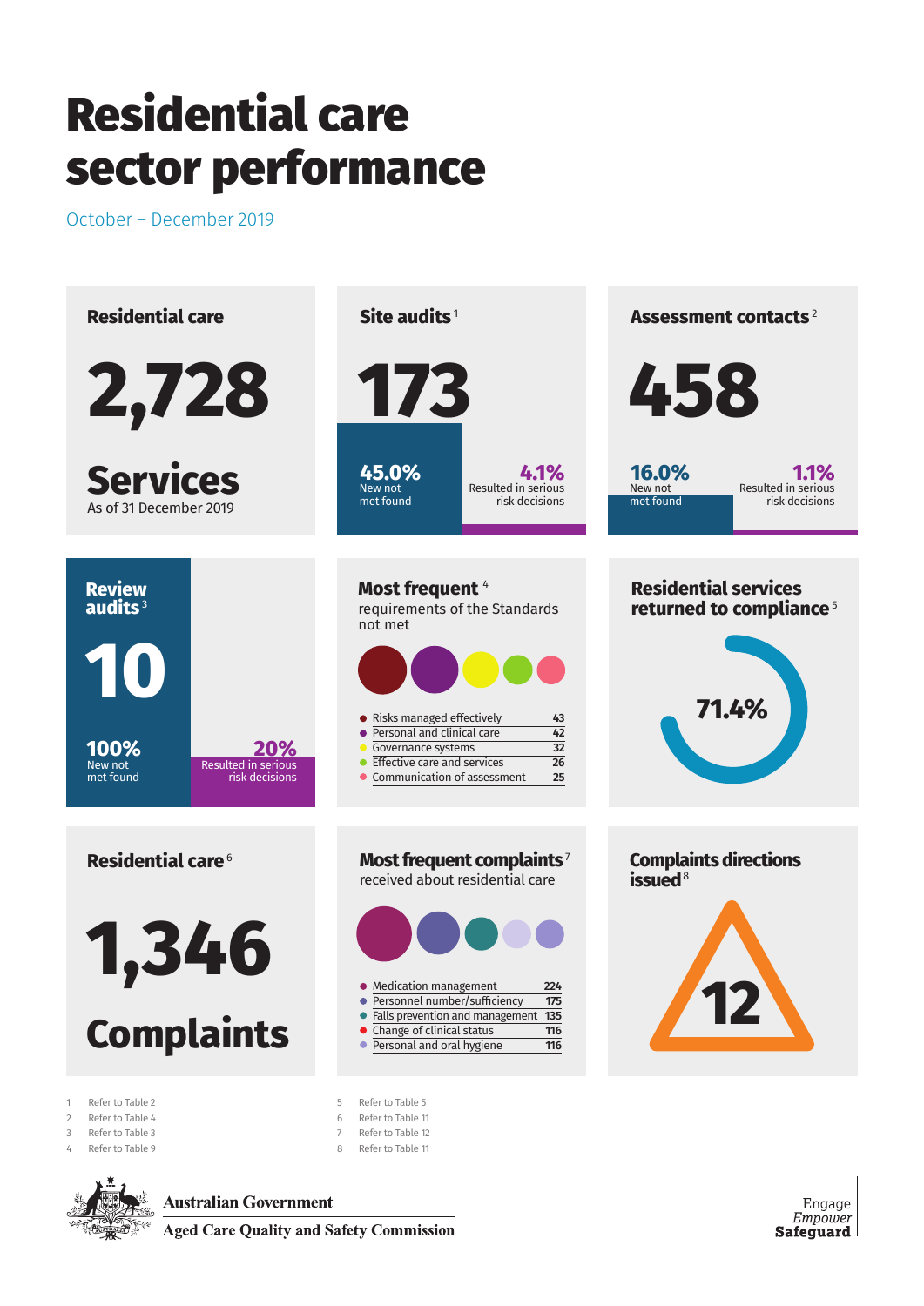# Residential care sector performance

October – December 2019

## Residential care

**2,728**

**Services**

As of 31 December 2019

## Site audits [1]

**173**

**45.0%** New not met found

**4.1%** Resulted in serious risk decisions

## Assessment contacts [2]

**458**

**16.0%** New not met found

**1.1%** Resulted in serious risk decisions

## Review audits [3]

**10**

**100%** New not met found

**20%** Resulted in serious risk decisions

## Most frequent [4]

requirements of the Standards not met

| Requirement | Number |
|---|---|
| Risks managed effectively | 43 |
| Personal and clinical care | 42 |
| Governance systems | 32 |
| Effective care and services | 26 |
| Communication of assessment | 25 |

## Residential services returned to compliance [5]

**71.4%**

## Residential care [6]

**1,346**

**Complaints**

## Most frequent complaints [7]

received about residential care

| Complaint | Number |
|---|---|
| Medication management | 224 |
| Personnel number/sufficiency | 175 |
| Falls prevention and management | 135 |
| Change of clinical status | 116 |
| Personal and oral hygiene | 116 |

## Complaints directions issued [8]

**12**

1 Refer to Table 2
2 Refer to Table 4
3 Refer to Table 3
4 Refer to Table 9
5 Refer to Table 5
6 Refer to Table 11
7 Refer to Table 12
8 Refer to Table 11

Australian Government
Aged Care Quality and Safety Commission

Engage
*Empower*
**Safeguard**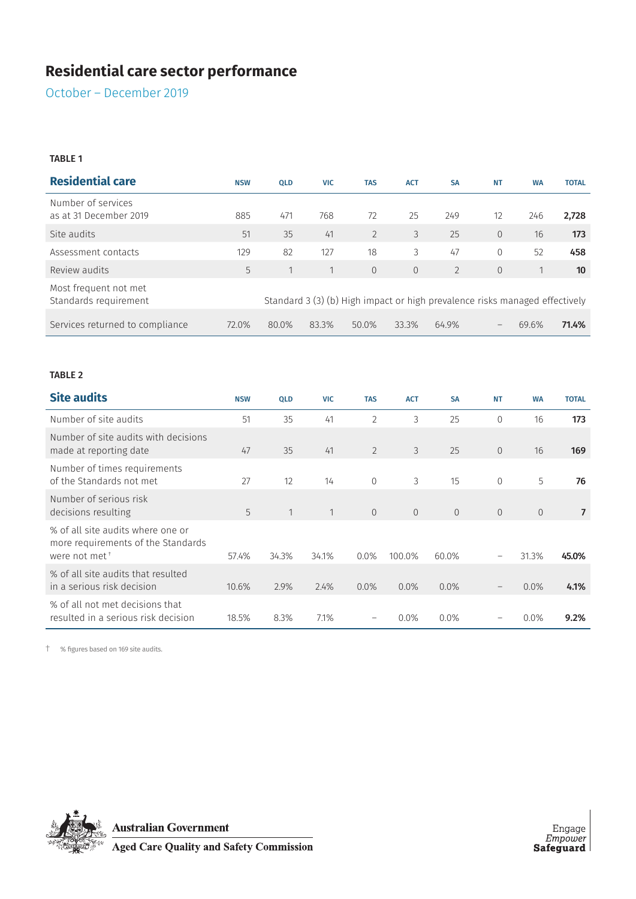# Residential care sector performance

October – December 2019

TABLE 1

| Residential care | NSW | QLD | VIC | TAS | ACT | SA | NT | WA | TOTAL |
|---|---|---|---|---|---|---|---|---|---|
| Number of services as at 31 December 2019 | 885 | 471 | 768 | 72 | 25 | 249 | 12 | 246 | **2,728** |
| Site audits | 51 | 35 | 41 | 2 | 3 | 25 | 0 | 16 | **173** |
| Assessment contacts | 129 | 82 | 127 | 18 | 3 | 47 | 0 | 52 | **458** |
| Review audits | 5 | 1 | 1 | 0 | 0 | 2 | 0 | 1 | **10** |
| Most frequent not met Standards requirement | Standard 3 (3) (b) High impact or high prevalence risks managed effectively | | | | | | | | |
| Services returned to compliance | 72.0% | 80.0% | 83.3% | 50.0% | 33.3% | 64.9% | – | 69.6% | **71.4%** |

TABLE 2

| Site audits | NSW | QLD | VIC | TAS | ACT | SA | NT | WA | TOTAL |
|---|---|---|---|---|---|---|---|---|---|
| Number of site audits | 51 | 35 | 41 | 2 | 3 | 25 | 0 | 16 | **173** |
| Number of site audits with decisions made at reporting date | 47 | 35 | 41 | 2 | 3 | 25 | 0 | 16 | **169** |
| Number of times requirements of the Standards not met | 27 | 12 | 14 | 0 | 3 | 15 | 0 | 5 | **76** |
| Number of serious risk decisions resulting | 5 | 1 | 1 | 0 | 0 | 0 | 0 | 0 | **7** |
| % of all site audits where one or more requirements of the Standards were not met † | 57.4% | 34.3% | 34.1% | 0.0% | 100.0% | 60.0% | – | 31.3% | **45.0%** |
| % of all site audits that resulted in a serious risk decision | 10.6% | 2.9% | 2.4% | 0.0% | 0.0% | 0.0% | – | 0.0% | **4.1%** |
| % of all not met decisions that resulted in a serious risk decision | 18.5% | 8.3% | 7.1% | – | 0.0% | 0.0% | – | 0.0% | **9.2%** |

† % figures based on 169 site audits.

Australian Government
Aged Care Quality and Safety Commission

Engage
*Empower*
**Safeguard**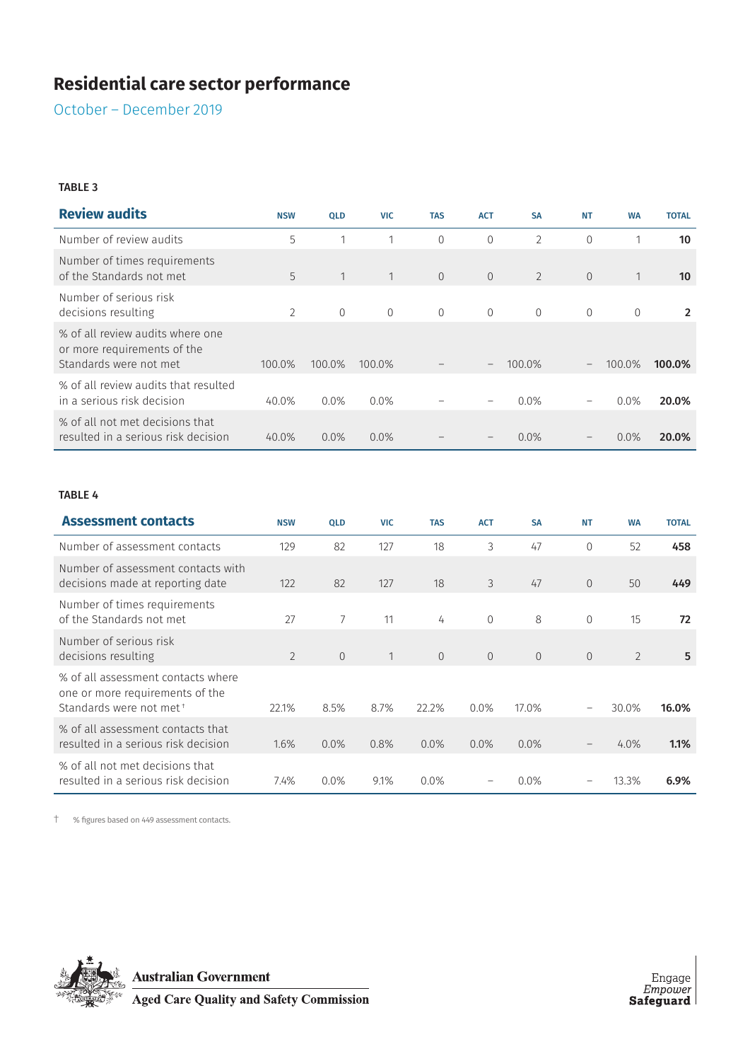# Residential care sector performance

October – December 2019

TABLE 3

| Review audits | NSW | QLD | VIC | TAS | ACT | SA | NT | WA | TOTAL |
|---|---|---|---|---|---|---|---|---|---|
| Number of review audits | 5 | 1 | 1 | 0 | 0 | 2 | 0 | 1 | **10** |
| Number of times requirements of the Standards not met | 5 | 1 | 1 | 0 | 0 | 2 | 0 | 1 | **10** |
| Number of serious risk decisions resulting | 2 | 0 | 0 | 0 | 0 | 0 | 0 | 0 | **2** |
| % of all review audits where one or more requirements of the Standards were not met | 100.0% | 100.0% | 100.0% | – | – | 100.0% | – | 100.0% | **100.0%** |
| % of all review audits that resulted in a serious risk decision | 40.0% | 0.0% | 0.0% | – | – | 0.0% | – | 0.0% | **20.0%** |
| % of all not met decisions that resulted in a serious risk decision | 40.0% | 0.0% | 0.0% | – | – | 0.0% | – | 0.0% | **20.0%** |

TABLE 4

| Assessment contacts | NSW | QLD | VIC | TAS | ACT | SA | NT | WA | TOTAL |
|---|---|---|---|---|---|---|---|---|---|
| Number of assessment contacts | 129 | 82 | 127 | 18 | 3 | 47 | 0 | 52 | **458** |
| Number of assessment contacts with decisions made at reporting date | 122 | 82 | 127 | 18 | 3 | 47 | 0 | 50 | **449** |
| Number of times requirements of the Standards not met | 27 | 7 | 11 | 4 | 0 | 8 | 0 | 15 | **72** |
| Number of serious risk decisions resulting | 2 | 0 | 1 | 0 | 0 | 0 | 0 | 2 | **5** |
| % of all assessment contacts where one or more requirements of the Standards were not met † | 22.1% | 8.5% | 8.7% | 22.2% | 0.0% | 17.0% | – | 30.0% | **16.0%** |
| % of all assessment contacts that resulted in a serious risk decision | 1.6% | 0.0% | 0.8% | 0.0% | 0.0% | 0.0% | – | 4.0% | **1.1%** |
| % of all not met decisions that resulted in a serious risk decision | 7.4% | 0.0% | 9.1% | 0.0% | – | 0.0% | – | 13.3% | **6.9%** |

† % figures based on 449 assessment contacts.

Australian Government
Aged Care Quality and Safety Commission

Engage
*Empower*
**Safeguard**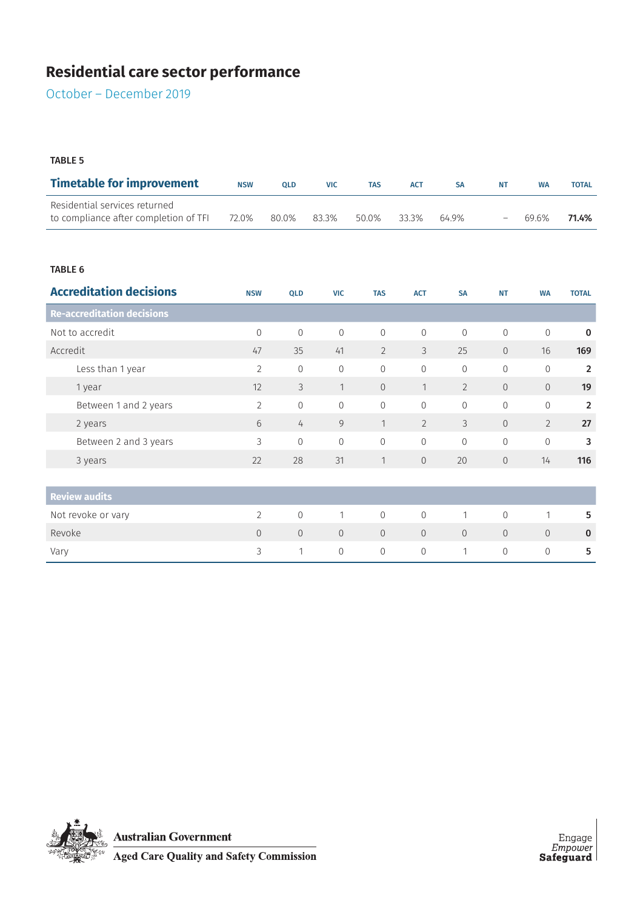# Residential care sector performance

October – December 2019

TABLE 5

| Timetable for improvement | NSW | QLD | VIC | TAS | ACT | SA | NT | WA | TOTAL |
|---|---|---|---|---|---|---|---|---|---|
| Residential services returned to compliance after completion of TFI | 72.0% | 80.0% | 83.3% | 50.0% | 33.3% | 64.9% | – | 69.6% | **71.4%** |

TABLE 6

| Accreditation decisions | NSW | QLD | VIC | TAS | ACT | SA | NT | WA | TOTAL |
|---|---|---|---|---|---|---|---|---|---|
| **Re-accreditation decisions** | | | | | | | | | |
| Not to accredit | 0 | 0 | 0 | 0 | 0 | 0 | 0 | 0 | **0** |
| Accredit | 47 | 35 | 41 | 2 | 3 | 25 | 0 | 16 | **169** |
| Less than 1 year | 2 | 0 | 0 | 0 | 0 | 0 | 0 | 0 | **2** |
| 1 year | 12 | 3 | 1 | 0 | 1 | 2 | 0 | 0 | **19** |
| Between 1 and 2 years | 2 | 0 | 0 | 0 | 0 | 0 | 0 | 0 | **2** |
| 2 years | 6 | 4 | 9 | 1 | 2 | 3 | 0 | 2 | **27** |
| Between 2 and 3 years | 3 | 0 | 0 | 0 | 0 | 0 | 0 | 0 | **3** |
| 3 years | 22 | 28 | 31 | 1 | 0 | 20 | 0 | 14 | **116** |
| **Review audits** | | | | | | | | | |
| Not revoke or vary | 2 | 0 | 1 | 0 | 0 | 1 | 0 | 1 | **5** |
| Revoke | 0 | 0 | 0 | 0 | 0 | 0 | 0 | 0 | **0** |
| Vary | 3 | 1 | 0 | 0 | 0 | 1 | 0 | 0 | **5** |

Australian Government
Aged Care Quality and Safety Commission

Engage
*Empower*
**Safeguard**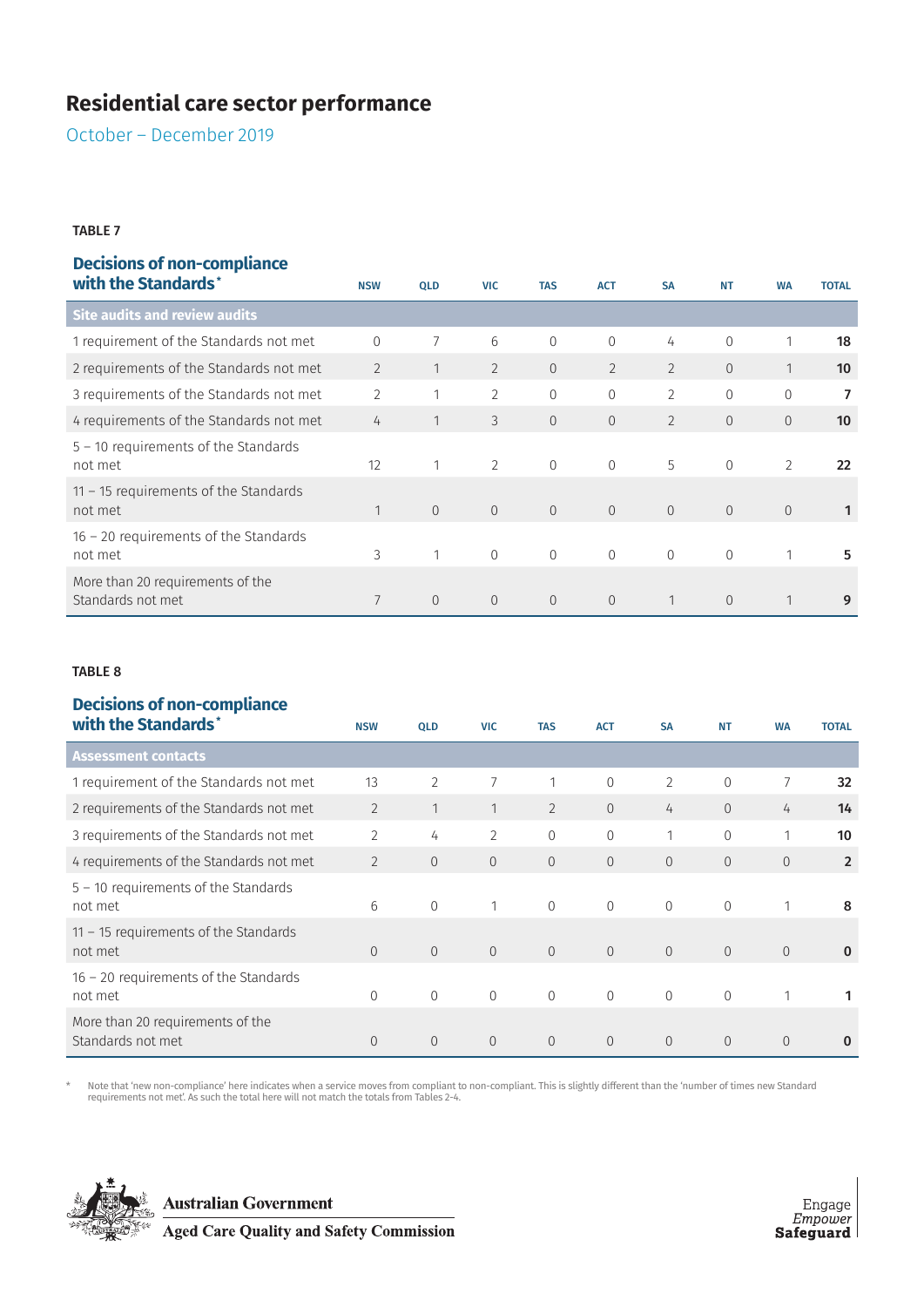# Residential care sector performance

October – December 2019

TABLE 7

| Decisions of non-compliance with the Standards* | NSW | QLD | VIC | TAS | ACT | SA | NT | WA | TOTAL |
|---|---|---|---|---|---|---|---|---|---|
| **Site audits and review audits** | | | | | | | | | |
| 1 requirement of the Standards not met | 0 | 7 | 6 | 0 | 0 | 4 | 0 | 1 | **18** |
| 2 requirements of the Standards not met | 2 | 1 | 2 | 0 | 2 | 2 | 0 | 1 | **10** |
| 3 requirements of the Standards not met | 2 | 1 | 2 | 0 | 0 | 2 | 0 | 0 | **7** |
| 4 requirements of the Standards not met | 4 | 1 | 3 | 0 | 0 | 2 | 0 | 0 | **10** |
| 5 – 10 requirements of the Standards not met | 12 | 1 | 2 | 0 | 0 | 5 | 0 | 2 | **22** |
| 11 – 15 requirements of the Standards not met | 1 | 0 | 0 | 0 | 0 | 0 | 0 | 0 | **1** |
| 16 – 20 requirements of the Standards not met | 3 | 1 | 0 | 0 | 0 | 0 | 0 | 1 | **5** |
| More than 20 requirements of the Standards not met | 7 | 0 | 0 | 0 | 0 | 1 | 0 | 1 | **9** |

TABLE 8

| Decisions of non-compliance with the Standards* | NSW | QLD | VIC | TAS | ACT | SA | NT | WA | TOTAL |
|---|---|---|---|---|---|---|---|---|---|
| **Assessment contacts** | | | | | | | | | |
| 1 requirement of the Standards not met | 13 | 2 | 7 | 1 | 0 | 2 | 0 | 7 | **32** |
| 2 requirements of the Standards not met | 2 | 1 | 1 | 2 | 0 | 4 | 0 | 4 | **14** |
| 3 requirements of the Standards not met | 2 | 4 | 2 | 0 | 0 | 1 | 0 | 1 | **10** |
| 4 requirements of the Standards not met | 2 | 0 | 0 | 0 | 0 | 0 | 0 | 0 | **2** |
| 5 – 10 requirements of the Standards not met | 6 | 0 | 1 | 0 | 0 | 0 | 0 | 1 | **8** |
| 11 – 15 requirements of the Standards not met | 0 | 0 | 0 | 0 | 0 | 0 | 0 | 0 | **0** |
| 16 – 20 requirements of the Standards not met | 0 | 0 | 0 | 0 | 0 | 0 | 0 | 1 | **1** |
| More than 20 requirements of the Standards not met | 0 | 0 | 0 | 0 | 0 | 0 | 0 | 0 | **0** |

\* Note that 'new non-compliance' here indicates when a service moves from compliant to non-compliant. This is slightly different than the 'number of times new Standard requirements not met'. As such the total here will not match the totals from Tables 2-4.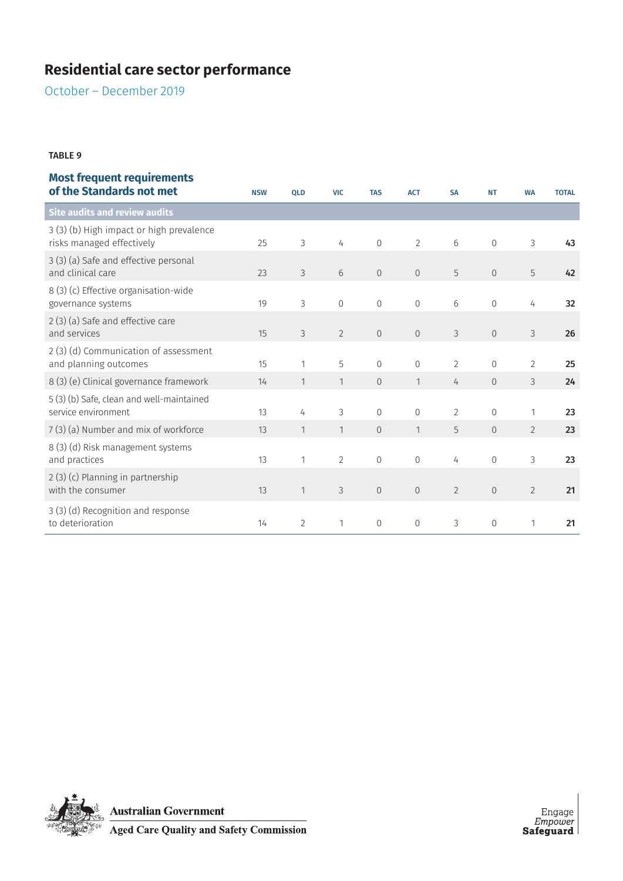# Residential care sector performance

October – December 2019

TABLE 9

| Most frequent requirements of the Standards not met | NSW | QLD | VIC | TAS | ACT | SA | NT | WA | TOTAL |
|---|---|---|---|---|---|---|---|---|---|
| **Site audits and review audits** | | | | | | | | | |
| 3 (3) (b) High impact or high prevalence risks managed effectively | 25 | 3 | 4 | 0 | 2 | 6 | 0 | 3 | **43** |
| 3 (3) (a) Safe and effective personal and clinical care | 23 | 3 | 6 | 0 | 0 | 5 | 0 | 5 | **42** |
| 8 (3) (c) Effective organisation-wide governance systems | 19 | 3 | 0 | 0 | 0 | 6 | 0 | 4 | **32** |
| 2 (3) (a) Safe and effective care and services | 15 | 3 | 2 | 0 | 0 | 3 | 0 | 3 | **26** |
| 2 (3) (d) Communication of assessment and planning outcomes | 15 | 1 | 5 | 0 | 0 | 2 | 0 | 2 | **25** |
| 8 (3) (e) Clinical governance framework | 14 | 1 | 1 | 0 | 1 | 4 | 0 | 3 | **24** |
| 5 (3) (b) Safe, clean and well-maintained service environment | 13 | 4 | 3 | 0 | 0 | 2 | 0 | 1 | **23** |
| 7 (3) (a) Number and mix of workforce | 13 | 1 | 1 | 0 | 1 | 5 | 0 | 2 | **23** |
| 8 (3) (d) Risk management systems and practices | 13 | 1 | 2 | 0 | 0 | 4 | 0 | 3 | **23** |
| 2 (3) (c) Planning in partnership with the consumer | 13 | 1 | 3 | 0 | 0 | 2 | 0 | 2 | **21** |
| 3 (3) (d) Recognition and response to deterioration | 14 | 2 | 1 | 0 | 0 | 3 | 0 | 1 | **21** |

Australian Government
Aged Care Quality and Safety Commission

Engage
*Empower*
**Safeguard**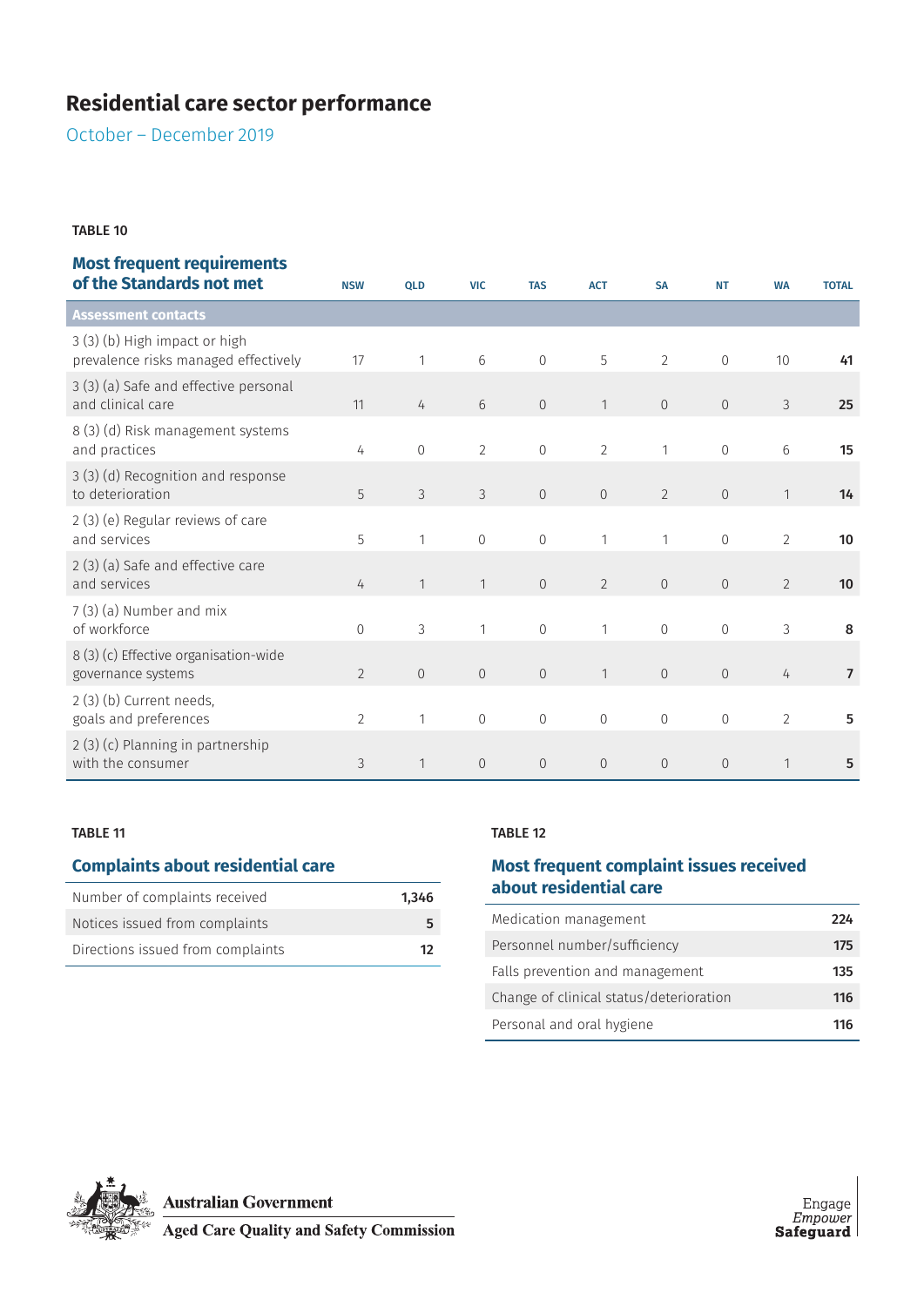# Residential care sector performance

October – December 2019

**TABLE 10**

### Most frequent requirements of the Standards not met

| | NSW | QLD | VIC | TAS | ACT | SA | NT | WA | TOTAL |
|---|---|---|---|---|---|---|---|---|---|
| **Assessment contacts** | | | | | | | | | |
| 3 (3) (b) High impact or high prevalence risks managed effectively | 17 | 1 | 6 | 0 | 5 | 2 | 0 | 10 | **41** |
| 3 (3) (a) Safe and effective personal and clinical care | 11 | 4 | 6 | 0 | 1 | 0 | 0 | 3 | **25** |
| 8 (3) (d) Risk management systems and practices | 4 | 0 | 2 | 0 | 2 | 1 | 0 | 6 | **15** |
| 3 (3) (d) Recognition and response to deterioration | 5 | 3 | 3 | 0 | 0 | 2 | 0 | 1 | **14** |
| 2 (3) (e) Regular reviews of care and services | 5 | 1 | 0 | 0 | 1 | 1 | 0 | 2 | **10** |
| 2 (3) (a) Safe and effective care and services | 4 | 1 | 1 | 0 | 2 | 0 | 0 | 2 | **10** |
| 7 (3) (a) Number and mix of workforce | 0 | 3 | 1 | 0 | 1 | 0 | 0 | 3 | **8** |
| 8 (3) (c) Effective organisation-wide governance systems | 2 | 0 | 0 | 0 | 1 | 0 | 0 | 4 | **7** |
| 2 (3) (b) Current needs, goals and preferences | 2 | 1 | 0 | 0 | 0 | 0 | 0 | 2 | **5** |
| 2 (3) (c) Planning in partnership with the consumer | 3 | 1 | 0 | 0 | 0 | 0 | 0 | 1 | **5** |

**TABLE 11**

### Complaints about residential care

| | |
|---|---|
| Number of complaints received | **1,346** |
| Notices issued from complaints | **5** |
| Directions issued from complaints | **12** |

**TABLE 12**

### Most frequent complaint issues received about residential care

| | |
|---|---|
| Medication management | **224** |
| Personnel number/sufficiency | **175** |
| Falls prevention and management | **135** |
| Change of clinical status/deterioration | **116** |
| Personal and oral hygiene | **116** |

Australian Government
Aged Care Quality and Safety Commission

Engage
*Empower*
**Safeguard**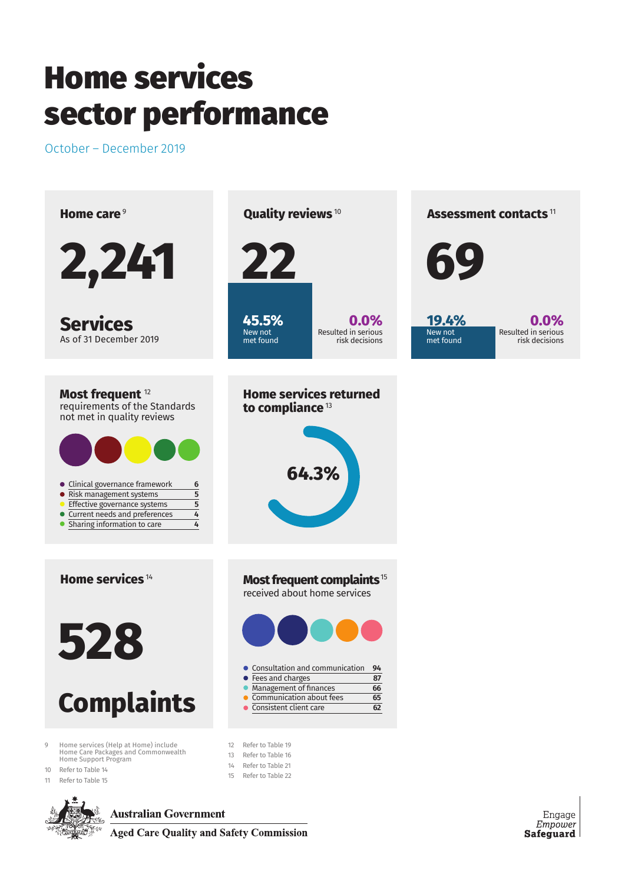# Home services sector performance

October – December 2019

## Home care [9]

**2,241**

**Services**

As of 31 December 2019

## Quality reviews [10]

**22**

**45.5%** New not met found

**0.0%** Resulted in serious risk decisions

## Assessment contacts [11]

**69**

**19.4%** New not met found

**0.0%** Resulted in serious risk decisions

## Most frequent [12]

requirements of the Standards not met in quality reviews

| Requirement | Count |
|---|---|
| Clinical governance framework | 6 |
| Risk management systems | 5 |
| Effective governance systems | 5 |
| Current needs and preferences | 4 |
| Sharing information to care | 4 |

## Home services returned to compliance [13]

**64.3%**

## Home services [14]

**528**

**Complaints**

## Most frequent complaints [15]

received about home services

| Complaint | Count |
|---|---|
| Consultation and communication | 94 |
| Fees and charges | 87 |
| Management of finances | 66 |
| Communication about fees | 65 |
| Consistent client care | 62 |

9 Home services (Help at Home) include Home Care Packages and Commonwealth Home Support Program

10 Refer to Table 14

11 Refer to Table 15

12 Refer to Table 19

13 Refer to Table 16

14 Refer to Table 21

15 Refer to Table 22

Australian Government
Aged Care Quality and Safety Commission

Engage
*Empower*
**Safeguard**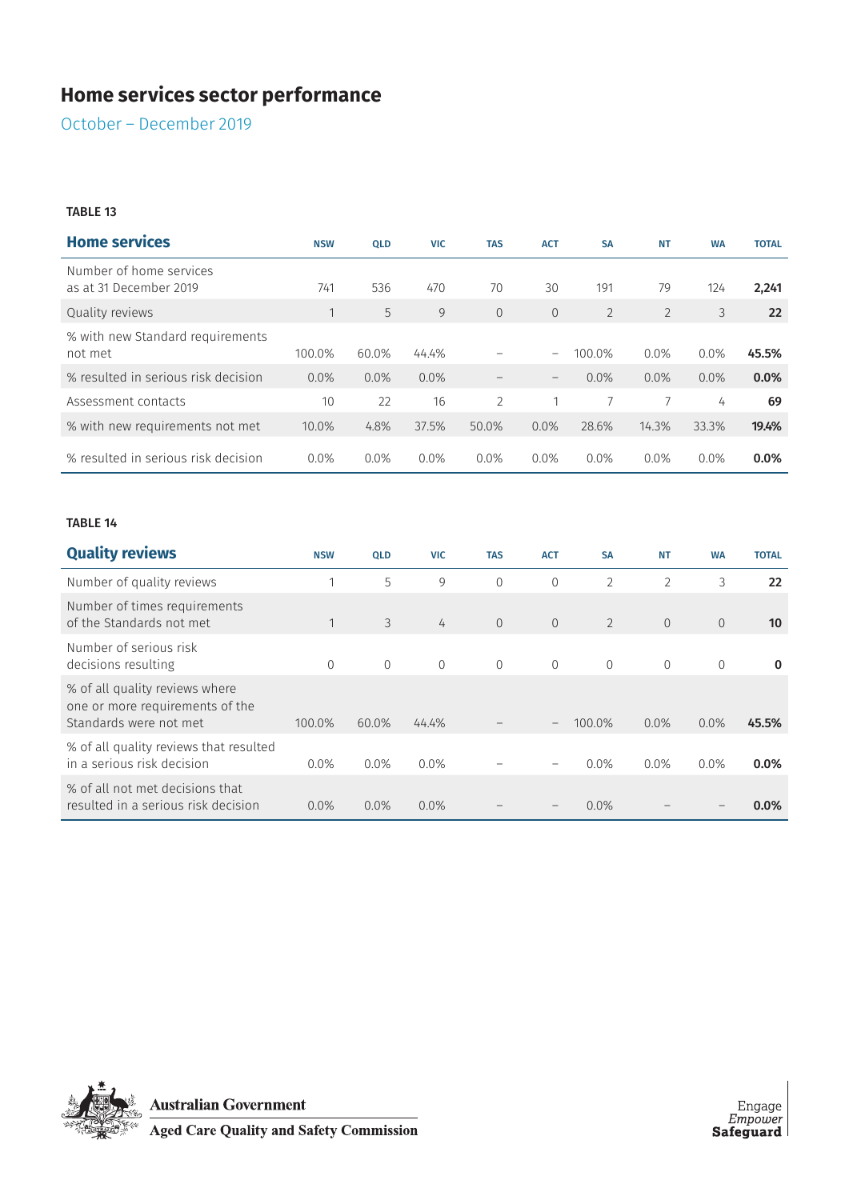# Home services sector performance

October – December 2019

**TABLE 13**

| Home services | NSW | QLD | VIC | TAS | ACT | SA | NT | WA | TOTAL |
|---|---|---|---|---|---|---|---|---|---|
| Number of home services as at 31 December 2019 | 741 | 536 | 470 | 70 | 30 | 191 | 79 | 124 | **2,241** |
| Quality reviews | 1 | 5 | 9 | 0 | 0 | 2 | 2 | 3 | **22** |
| % with new Standard requirements not met | 100.0% | 60.0% | 44.4% | – | – | 100.0% | 0.0% | 0.0% | **45.5%** |
| % resulted in serious risk decision | 0.0% | 0.0% | 0.0% | – | – | 0.0% | 0.0% | 0.0% | **0.0%** |
| Assessment contacts | 10 | 22 | 16 | 2 | 1 | 7 | 7 | 4 | **69** |
| % with new requirements not met | 10.0% | 4.8% | 37.5% | 50.0% | 0.0% | 28.6% | 14.3% | 33.3% | **19.4%** |
| % resulted in serious risk decision | 0.0% | 0.0% | 0.0% | 0.0% | 0.0% | 0.0% | 0.0% | 0.0% | **0.0%** |

**TABLE 14**

| Quality reviews | NSW | QLD | VIC | TAS | ACT | SA | NT | WA | TOTAL |
|---|---|---|---|---|---|---|---|---|---|
| Number of quality reviews | 1 | 5 | 9 | 0 | 0 | 2 | 2 | 3 | **22** |
| Number of times requirements of the Standards not met | 1 | 3 | 4 | 0 | 0 | 2 | 0 | 0 | **10** |
| Number of serious risk decisions resulting | 0 | 0 | 0 | 0 | 0 | 0 | 0 | 0 | **0** |
| % of all quality reviews where one or more requirements of the Standards were not met | 100.0% | 60.0% | 44.4% | – | – | 100.0% | 0.0% | 0.0% | **45.5%** |
| % of all quality reviews that resulted in a serious risk decision | 0.0% | 0.0% | 0.0% | – | – | 0.0% | 0.0% | 0.0% | **0.0%** |
| % of all not met decisions that resulted in a serious risk decision | 0.0% | 0.0% | 0.0% | – | – | 0.0% | – | – | **0.0%** |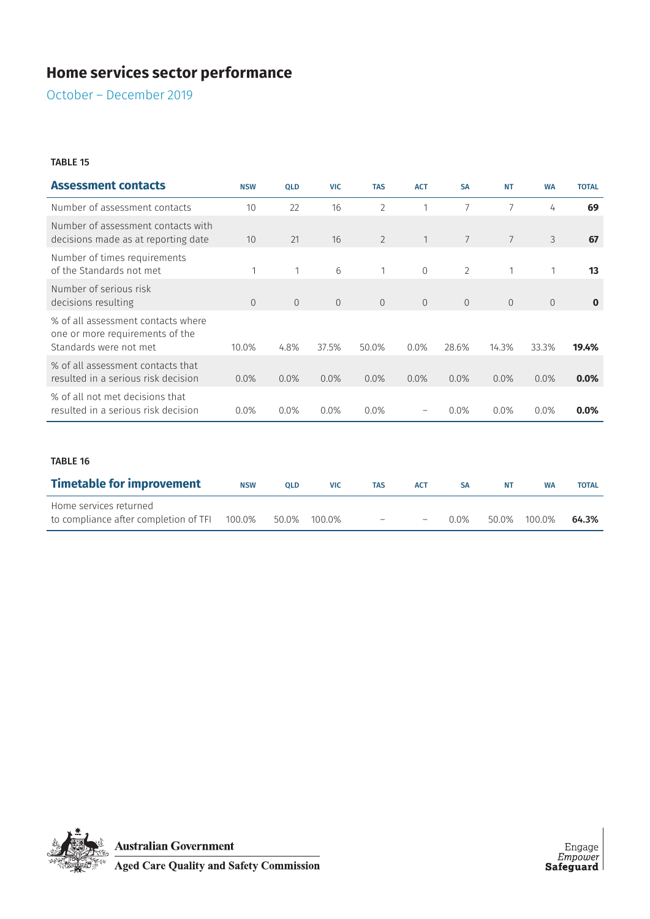# Home services sector performance

October – December 2019

TABLE 15

| Assessment contacts | NSW | QLD | VIC | TAS | ACT | SA | NT | WA | TOTAL |
|---|---|---|---|---|---|---|---|---|---|
| Number of assessment contacts | 10 | 22 | 16 | 2 | 1 | 7 | 7 | 4 | **69** |
| Number of assessment contacts with decisions made as at reporting date | 10 | 21 | 16 | 2 | 1 | 7 | 7 | 3 | **67** |
| Number of times requirements of the Standards not met | 1 | 1 | 6 | 1 | 0 | 2 | 1 | 1 | **13** |
| Number of serious risk decisions resulting | 0 | 0 | 0 | 0 | 0 | 0 | 0 | 0 | **0** |
| % of all assessment contacts where one or more requirements of the Standards were not met | 10.0% | 4.8% | 37.5% | 50.0% | 0.0% | 28.6% | 14.3% | 33.3% | **19.4%** |
| % of all assessment contacts that resulted in a serious risk decision | 0.0% | 0.0% | 0.0% | 0.0% | 0.0% | 0.0% | 0.0% | 0.0% | **0.0%** |
| % of all not met decisions that resulted in a serious risk decision | 0.0% | 0.0% | 0.0% | 0.0% | – | 0.0% | 0.0% | 0.0% | **0.0%** |

TABLE 16

| Timetable for improvement | NSW | QLD | VIC | TAS | ACT | SA | NT | WA | TOTAL |
|---|---|---|---|---|---|---|---|---|---|
| Home services returned to compliance after completion of TFI | 100.0% | 50.0% | 100.0% | – | – | 0.0% | 50.0% | 100.0% | **64.3%** |

Australian Government
Aged Care Quality and Safety Commission

Engage
*Empower*
**Safeguard**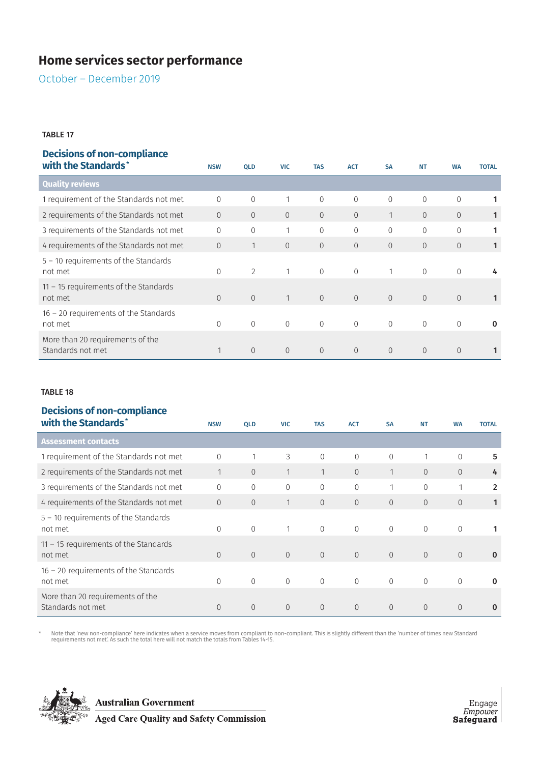# Home services sector performance

October – December 2019

**TABLE 17**

| Decisions of non-compliance with the Standards* | NSW | QLD | VIC | TAS | ACT | SA | NT | WA | TOTAL |
|---|---|---|---|---|---|---|---|---|---|
| **Quality reviews** | | | | | | | | | |
| 1 requirement of the Standards not met | 0 | 0 | 1 | 0 | 0 | 0 | 0 | 0 | **1** |
| 2 requirements of the Standards not met | 0 | 0 | 0 | 0 | 0 | 1 | 0 | 0 | **1** |
| 3 requirements of the Standards not met | 0 | 0 | 1 | 0 | 0 | 0 | 0 | 0 | **1** |
| 4 requirements of the Standards not met | 0 | 1 | 0 | 0 | 0 | 0 | 0 | 0 | **1** |
| 5 – 10 requirements of the Standards not met | 0 | 2 | 1 | 0 | 0 | 1 | 0 | 0 | **4** |
| 11 – 15 requirements of the Standards not met | 0 | 0 | 1 | 0 | 0 | 0 | 0 | 0 | **1** |
| 16 – 20 requirements of the Standards not met | 0 | 0 | 0 | 0 | 0 | 0 | 0 | 0 | **0** |
| More than 20 requirements of the Standards not met | 1 | 0 | 0 | 0 | 0 | 0 | 0 | 0 | **1** |

**TABLE 18**

| Decisions of non-compliance with the Standards* | NSW | QLD | VIC | TAS | ACT | SA | NT | WA | TOTAL |
|---|---|---|---|---|---|---|---|---|---|
| **Assessment contacts** | | | | | | | | | |
| 1 requirement of the Standards not met | 0 | 1 | 3 | 0 | 0 | 0 | 1 | 0 | **5** |
| 2 requirements of the Standards not met | 1 | 0 | 1 | 1 | 0 | 1 | 0 | 0 | **4** |
| 3 requirements of the Standards not met | 0 | 0 | 0 | 0 | 0 | 1 | 0 | 1 | **2** |
| 4 requirements of the Standards not met | 0 | 0 | 1 | 0 | 0 | 0 | 0 | 0 | **1** |
| 5 – 10 requirements of the Standards not met | 0 | 0 | 1 | 0 | 0 | 0 | 0 | 0 | **1** |
| 11 – 15 requirements of the Standards not met | 0 | 0 | 0 | 0 | 0 | 0 | 0 | 0 | **0** |
| 16 – 20 requirements of the Standards not met | 0 | 0 | 0 | 0 | 0 | 0 | 0 | 0 | **0** |
| More than 20 requirements of the Standards not met | 0 | 0 | 0 | 0 | 0 | 0 | 0 | 0 | **0** |

\* Note that 'new non-compliance' here indicates when a service moves from compliant to non-compliant. This is slightly different than the 'number of times new Standard requirements not met'. As such the total here will not match the totals from Tables 14-15.

Australian Government
Aged Care Quality and Safety Commission

Engage
*Empower*
**Safeguard**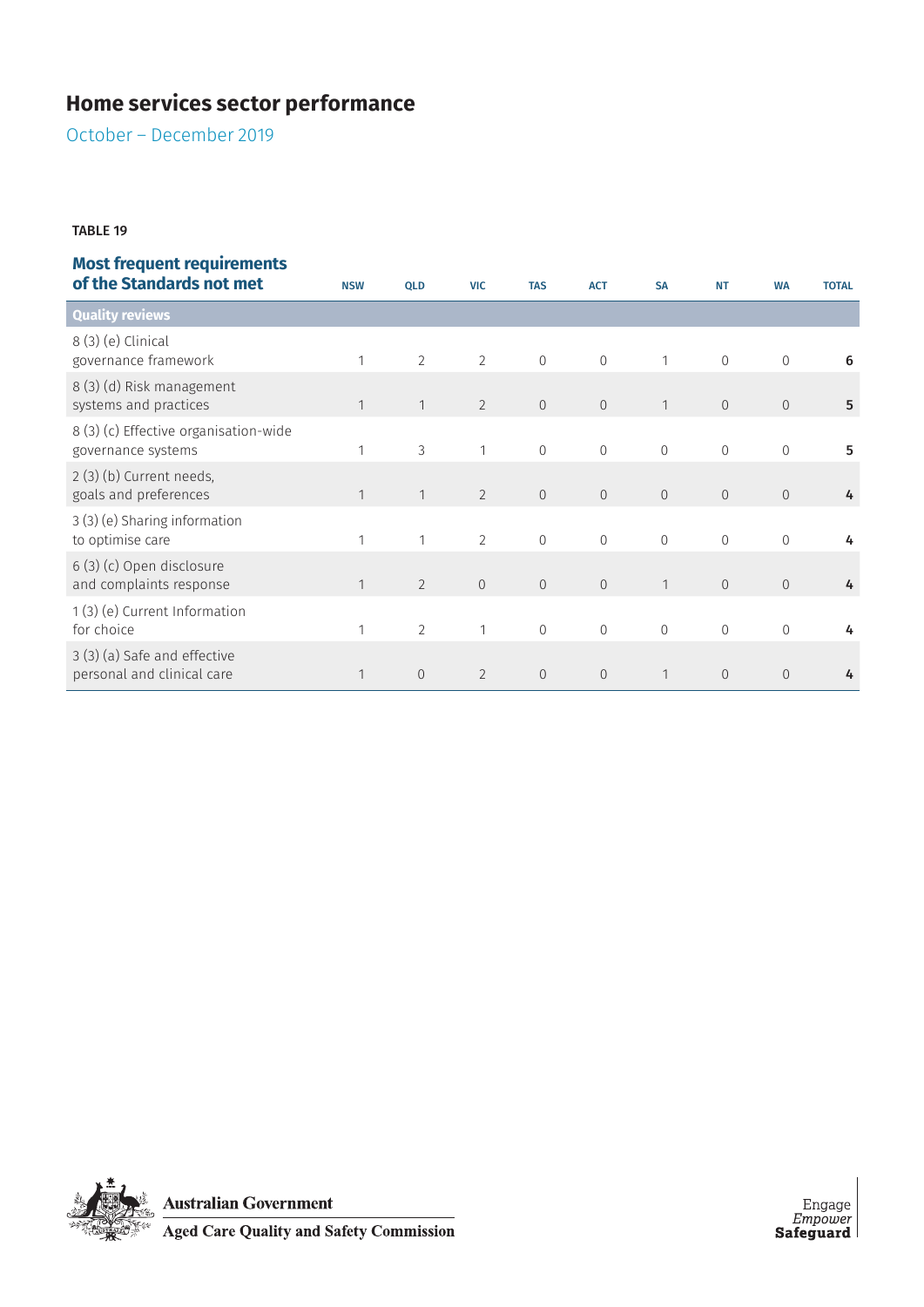# Home services sector performance

October – December 2019

TABLE 19

| Most frequent requirements of the Standards not met | NSW | QLD | VIC | TAS | ACT | SA | NT | WA | TOTAL |
|---|---|---|---|---|---|---|---|---|---|
| **Quality reviews** | | | | | | | | | |
| 8 (3) (e) Clinical governance framework | 1 | 2 | 2 | 0 | 0 | 1 | 0 | 0 | **6** |
| 8 (3) (d) Risk management systems and practices | 1 | 1 | 2 | 0 | 0 | 1 | 0 | 0 | **5** |
| 8 (3) (c) Effective organisation-wide governance systems | 1 | 3 | 1 | 0 | 0 | 0 | 0 | 0 | **5** |
| 2 (3) (b) Current needs, goals and preferences | 1 | 1 | 2 | 0 | 0 | 0 | 0 | 0 | **4** |
| 3 (3) (e) Sharing information to optimise care | 1 | 1 | 2 | 0 | 0 | 0 | 0 | 0 | **4** |
| 6 (3) (c) Open disclosure and complaints response | 1 | 2 | 0 | 0 | 0 | 1 | 0 | 0 | **4** |
| 1 (3) (e) Current Information for choice | 1 | 2 | 1 | 0 | 0 | 0 | 0 | 0 | **4** |
| 3 (3) (a) Safe and effective personal and clinical care | 1 | 0 | 2 | 0 | 0 | 1 | 0 | 0 | **4** |

Australian Government
Aged Care Quality and Safety Commission

Engage
*Empower*
**Safeguard**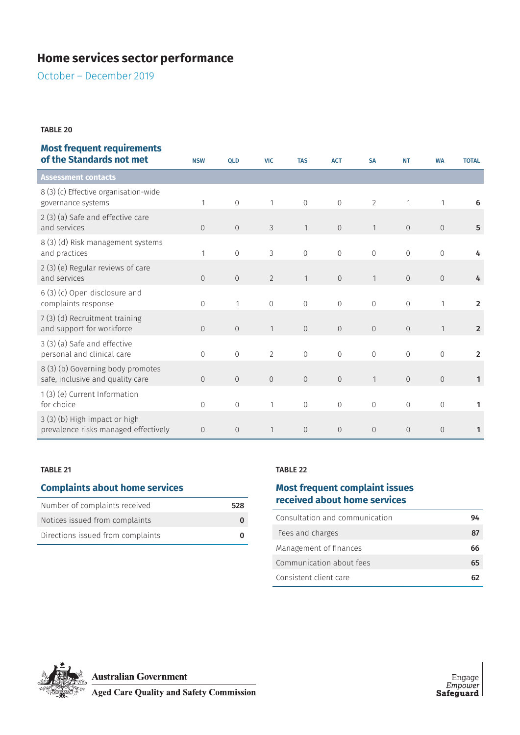# Home services sector performance

October – December 2019

TABLE 20

### Most frequent requirements of the Standards not met

| Assessment contacts | NSW | QLD | VIC | TAS | ACT | SA | NT | WA | TOTAL |
|---|---|---|---|---|---|---|---|---|---|
| 8 (3) (c) Effective organisation-wide governance systems | 1 | 0 | 1 | 0 | 0 | 2 | 1 | 1 | **6** |
| 2 (3) (a) Safe and effective care and services | 0 | 0 | 3 | 1 | 0 | 1 | 0 | 0 | **5** |
| 8 (3) (d) Risk management systems and practices | 1 | 0 | 3 | 0 | 0 | 0 | 0 | 0 | **4** |
| 2 (3) (e) Regular reviews of care and services | 0 | 0 | 2 | 1 | 0 | 1 | 0 | 0 | **4** |
| 6 (3) (c) Open disclosure and complaints response | 0 | 1 | 0 | 0 | 0 | 0 | 0 | 1 | **2** |
| 7 (3) (d) Recruitment training and support for workforce | 0 | 0 | 1 | 0 | 0 | 0 | 0 | 1 | **2** |
| 3 (3) (a) Safe and effective personal and clinical care | 0 | 0 | 2 | 0 | 0 | 0 | 0 | 0 | **2** |
| 8 (3) (b) Governing body promotes safe, inclusive and quality care | 0 | 0 | 0 | 0 | 0 | 1 | 0 | 0 | **1** |
| 1 (3) (e) Current Information for choice | 0 | 0 | 1 | 0 | 0 | 0 | 0 | 0 | **1** |
| 3 (3) (b) High impact or high prevalence risks managed effectively | 0 | 0 | 1 | 0 | 0 | 0 | 0 | 0 | **1** |

TABLE 21

### Complaints about home services

| | |
|---|---|
| Number of complaints received | **528** |
| Notices issued from complaints | **0** |
| Directions issued from complaints | **0** |

TABLE 22

### Most frequent complaint issues received about home services

| | |
|---|---|
| Consultation and communication | **94** |
| Fees and charges | **87** |
| Management of finances | **66** |
| Communication about fees | **65** |
| Consistent client care | **62** |

Australian Government
Aged Care Quality and Safety Commission

Engage
*Empower*
**Safeguard**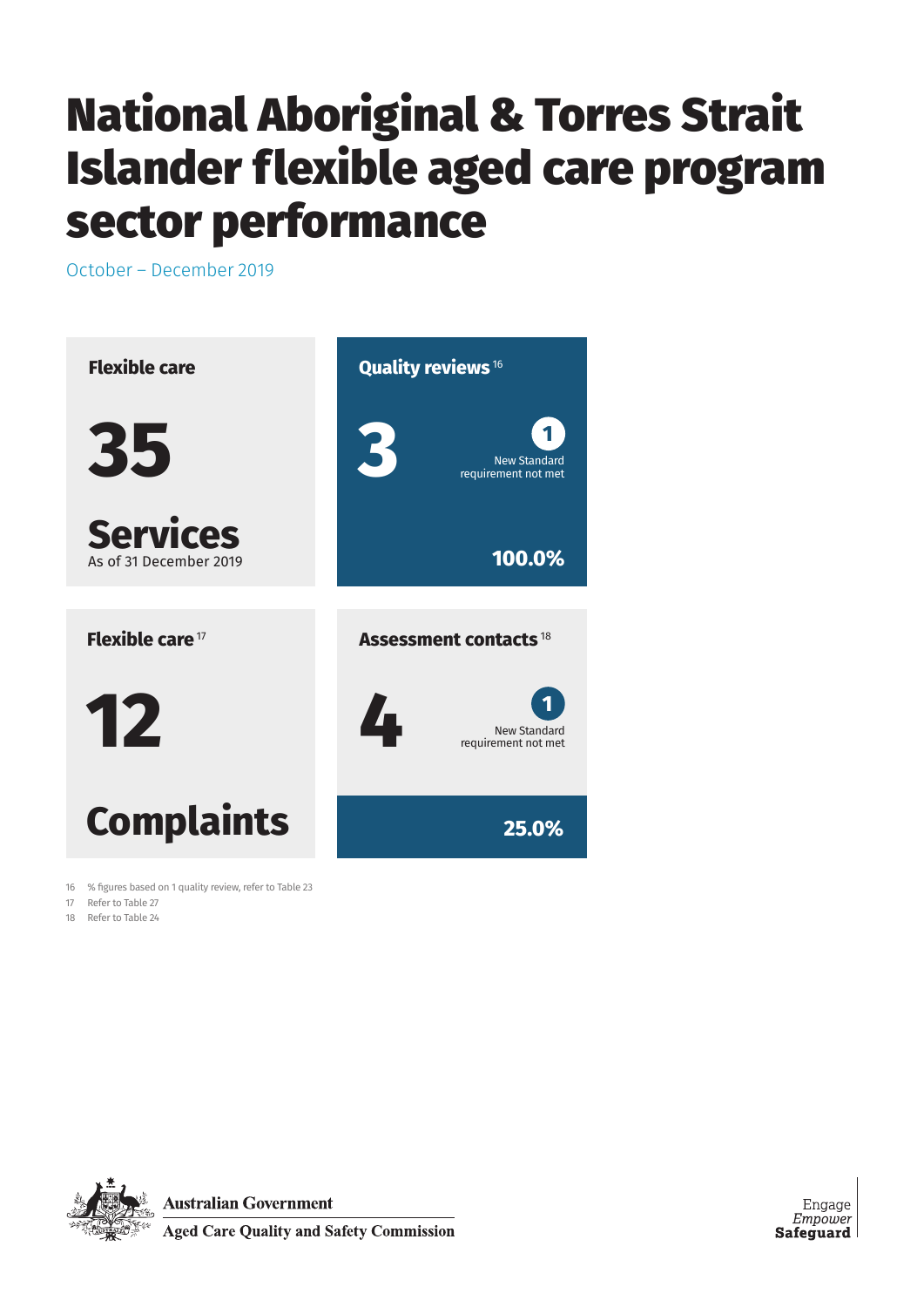# National Aboriginal & Torres Strait Islander flexible aged care program sector performance

October – December 2019

### Flexible care

**35**

**Services**
As of 31 December 2019

### Quality reviews [16]

**3**

**1** New Standard requirement not met

**100.0%**

### Flexible care [17]

**12**

**Complaints**

### Assessment contacts [18]

**4**

**1** New Standard requirement not met

**25.0%**

16 % figures based on 1 quality review, refer to Table 23

17 Refer to Table 27

18 Refer to Table 24

Australian Government
Aged Care Quality and Safety Commission

Engage
*Empower*
**Safeguard**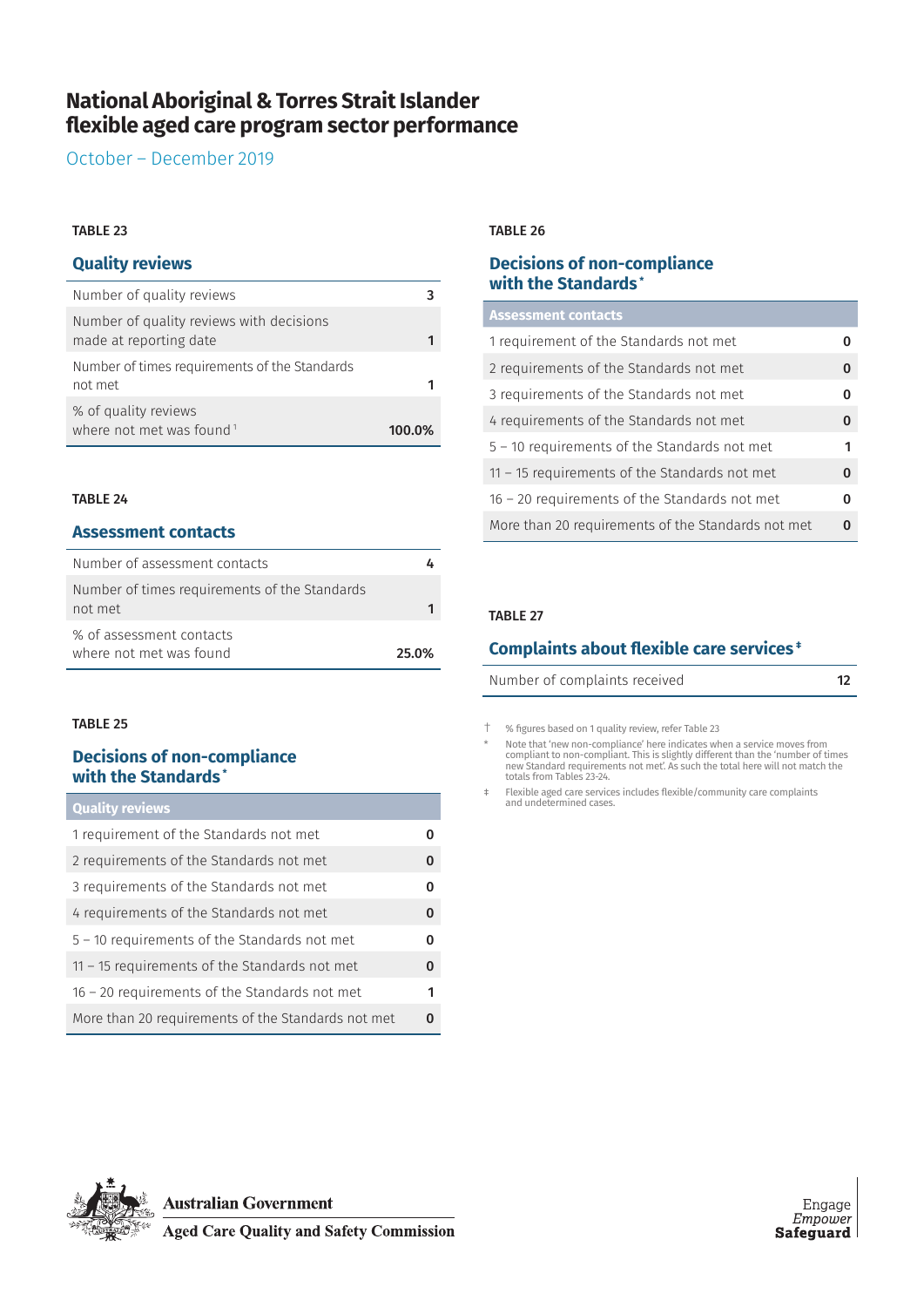# National Aboriginal & Torres Strait Islander flexible aged care program sector performance

October – December 2019

TABLE 23

### Quality reviews

| | |
|---|---|
| Number of quality reviews | 3 |
| Number of quality reviews with decisions made at reporting date | 1 |
| Number of times requirements of the Standards not met | 1 |
| % of quality reviews where not met was found [1] | 100.0% |

TABLE 24

### Assessment contacts

| | |
|---|---|
| Number of assessment contacts | 4 |
| Number of times requirements of the Standards not met | 1 |
| % of assessment contacts where not met was found | 25.0% |

TABLE 25

### Decisions of non-compliance with the Standards*

| Quality reviews | |
|---|---|
| 1 requirement of the Standards not met | 0 |
| 2 requirements of the Standards not met | 0 |
| 3 requirements of the Standards not met | 0 |
| 4 requirements of the Standards not met | 0 |
| 5 – 10 requirements of the Standards not met | 0 |
| 11 – 15 requirements of the Standards not met | 0 |
| 16 – 20 requirements of the Standards not met | 1 |
| More than 20 requirements of the Standards not met | 0 |

TABLE 26

### Decisions of non-compliance with the Standards*

| Assessment contacts | |
|---|---|
| 1 requirement of the Standards not met | 0 |
| 2 requirements of the Standards not met | 0 |
| 3 requirements of the Standards not met | 0 |
| 4 requirements of the Standards not met | 0 |
| 5 – 10 requirements of the Standards not met | 1 |
| 11 – 15 requirements of the Standards not met | 0 |
| 16 – 20 requirements of the Standards not met | 0 |
| More than 20 requirements of the Standards not met | 0 |

TABLE 27

### Complaints about flexible care services‡

| | |
|---|---|
| Number of complaints received | 12 |

† % figures based on 1 quality review, refer Table 23

\* Note that 'new non-compliance' here indicates when a service moves from compliant to non-compliant. This is slightly different than the 'number of times new Standard requirements not met'. As such the total here will not match the totals from Tables 23-24.

‡ Flexible aged care services includes flexible/community care complaints and undetermined cases.

Australian Government
Aged Care Quality and Safety Commission

Engage
*Empower*
**Safeguard**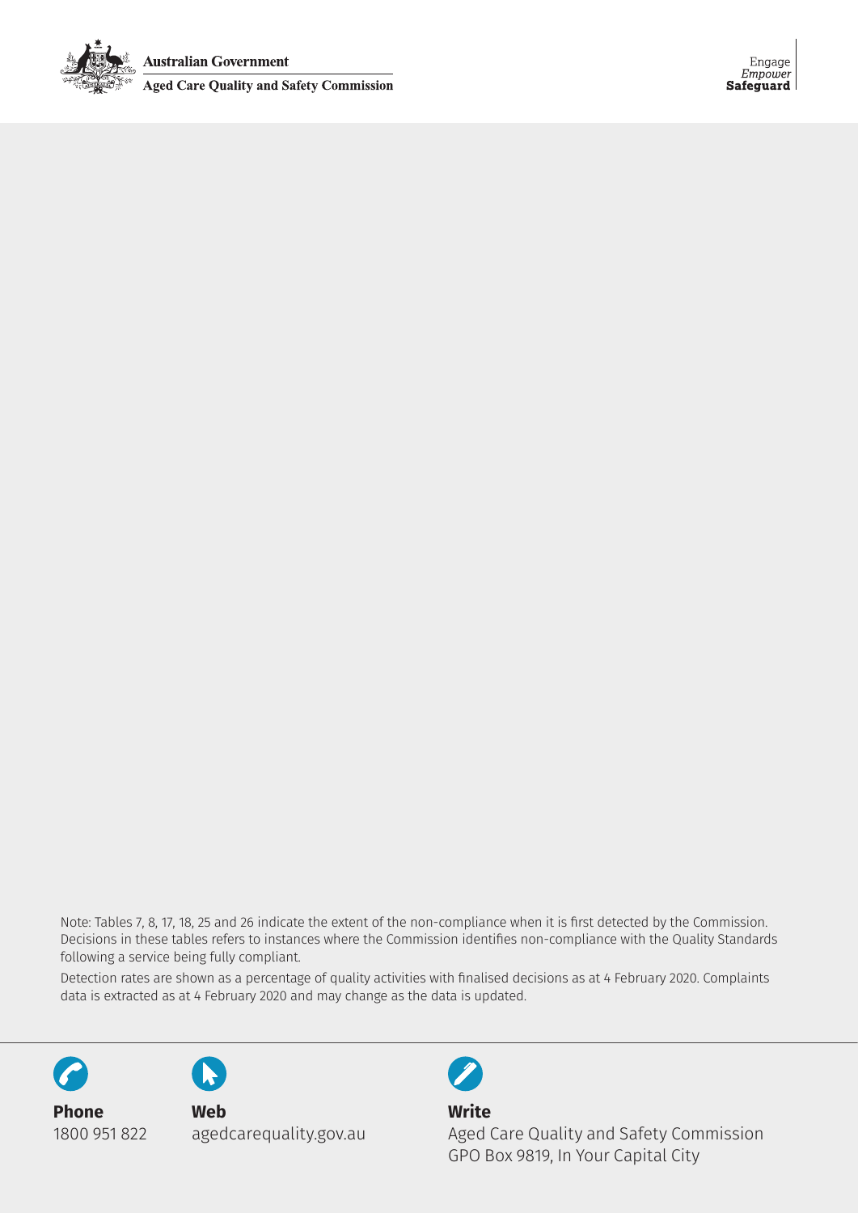Australian Government

Aged Care Quality and Safety Commission

Engage
*Empower*
**Safeguard**

Note: Tables 7, 8, 17, 18, 25 and 26 indicate the extent of the non-compliance when it is first detected by the Commission. Decisions in these tables refers to instances where the Commission identifies non-compliance with the Quality Standards following a service being fully compliant.

Detection rates are shown as a percentage of quality activities with finalised decisions as at 4 February 2020. Complaints data is extracted as at 4 February 2020 and may change as the data is updated.

**Phone**
1800 951 822

**Web**
agedcarequality.gov.au

**Write**
Aged Care Quality and Safety Commission
GPO Box 9819, In Your Capital City